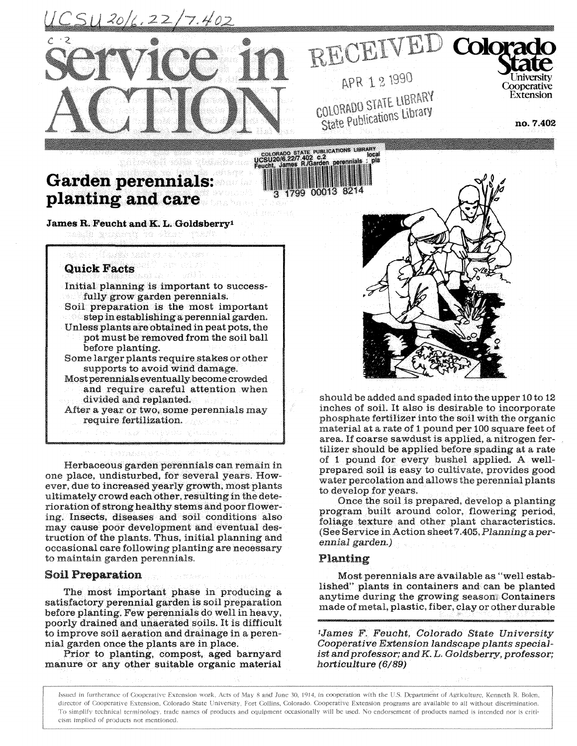# Garden perennials: planting and care

James R. Feucht and K. L. Goldsberry[1]

no. 7.402

## Quick Facts

- Initial planning is important to successfully grow garden perennials.
- Soil preparation is the most important step in establishing a perennial garden.
- Unless plants are obtained in peat pots, the pot must be removed from the soil ball before planting.
- Some larger plants require stakes or other supports to avoid wind damage.
- Most perennials eventually become crowded and require careful attention when divided and replanted.
- After a year or two, some perennials may require fertilization.

Herbaceous garden perennials can remain in one place, undisturbed, for several years. However, due to increased yearly growth, most plants ultimately crowd each other, resulting in the deterioration of strong healthy stems and poor flowering. Insects, diseases and soil conditions also may cause poor development and eventual destruction of the plants. Thus, initial planning and occasional care following planting are necessary to maintain garden perennials.

## Soil Preparation

The most important phase in producing a satisfactory perennial garden is soil preparation before planting. Few perennials do well in heavy, poorly drained and unaerated soils. It is difficult to improve soil aeration and drainage in a perennial garden once the plants are in place.

Prior to planting, compost, aged barnyard manure or any other suitable organic material should be added and spaded into the upper 10 to 12 inches of soil. It also is desirable to incorporate phosphate fertilizer into the soil with the organic material at a rate of 1 pound per 100 square feet of area. If coarse sawdust is applied, a nitrogen fertilizer should be applied before spading at a rate of 1 pound for every bushel applied. A well-prepared soil is easy to cultivate, provides good water percolation and allows the perennial plants to develop for years.

Once the soil is prepared, develop a planting program built around color, flowering period, foliage texture and other plant characteristics. (See Service in Action sheet 7.405, *Planning a perennial garden.*)

## Planting

Most perennials are available as "well established" plants in containers and can be planted anytime during the growing season. Containers made of metal, plastic, fiber, clay or other durable

*[1]James F. Feucht, Colorado State University Cooperative Extension landscape plants specialist and professor; and K. L. Goldsberry, professor; horticulture (6/89)*

Issued in furtherance of Cooperative Extension work, Acts of May 8 and June 30, 1914, in cooperation with the U.S. Department of Agriculture, Kenneth R. Bolen, director of Cooperative Extension, Colorado State University, Fort Collins, Colorado. Cooperative Extension programs are available to all without discrimination. To simplify technical terminology, trade names of products and equipment occasionally will be used. No endorsement of products named is intended nor is criticism implied of products not mentioned.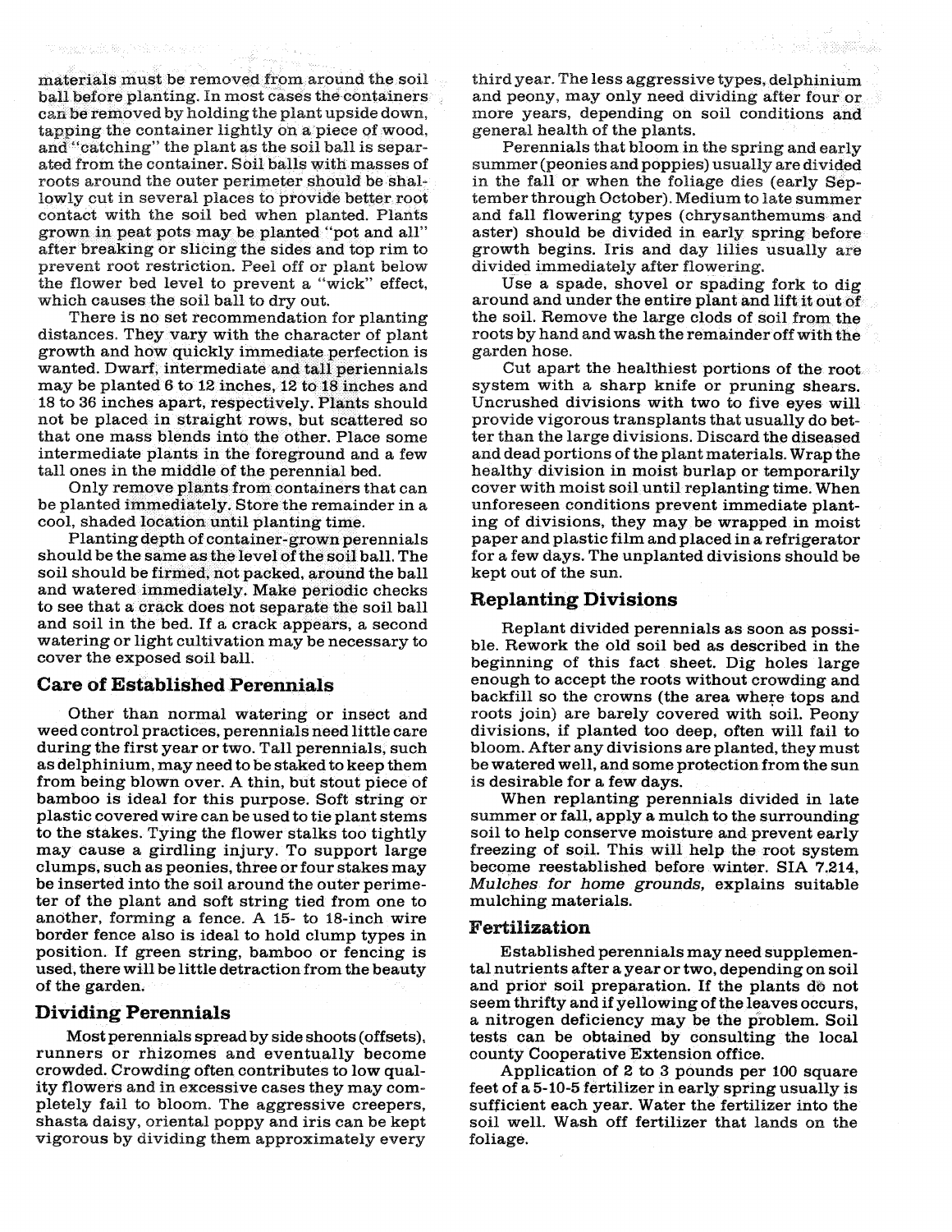materials must be removed from around the soil ball before planting. In most cases the containers can be removed by holding the plant upside down, tapping the container lightly on a piece of wood, and "catching" the plant as the soil ball is separated from the container. Soil balls with masses of roots around the outer perimeter should be shallowly cut in several places to provide better root contact with the soil bed when planted. Plants grown in peat pots may be planted "pot and all" after breaking or slicing the sides and top rim to prevent root restriction. Peel off or plant below the flower bed level to prevent a "wick" effect, which causes the soil ball to dry out.

There is no set recommendation for planting distances. They vary with the character of plant growth and how quickly immediate perfection is wanted. Dwarf, intermediate and tall periennials may be planted 6 to 12 inches, 12 to 18 inches and 18 to 36 inches apart, respectively. Plants should not be placed in straight rows, but scattered so that one mass blends into the other. Place some intermediate plants in the foreground and a few tall ones in the middle of the perennial bed.

Only remove plants from containers that can be planted immediately. Store the remainder in a cool, shaded location until planting time.

Planting depth of container-grown perennials should be the same as the level of the soil ball. The soil should be firmed, not packed, around the ball and watered immediately. Make periodic checks to see that a crack does not separate the soil ball and soil in the bed. If a crack appears, a second watering or light cultivation may be necessary to cover the exposed soil ball.

## Care of Established Perennials

Other than normal watering or insect and weed control practices, perennials need little care during the first year or two. Tall perennials, such as delphinium, may need to be staked to keep them from being blown over. A thin, but stout piece of bamboo is ideal for this purpose. Soft string or plastic covered wire can be used to tie plant stems to the stakes. Tying the flower stalks too tightly may cause a girdling injury. To support large clumps, such as peonies, three or four stakes may be inserted into the soil around the outer perimeter of the plant and soft string tied from one to another, forming a fence. A 15- to 18-inch wire border fence also is ideal to hold clump types in position. If green string, bamboo or fencing is used, there will be little detraction from the beauty of the garden.

## Dividing Perennials

Most perennials spread by side shoots (offsets), runners or rhizomes and eventually become crowded. Crowding often contributes to low quality flowers and in excessive cases they may completely fail to bloom. The aggressive creepers, shasta daisy, oriental poppy and iris can be kept vigorous by dividing them approximately every third year. The less aggressive types, delphinium and peony, may only need dividing after four or more years, depending on soil conditions and general health of the plants.

Perennials that bloom in the spring and early summer (peonies and poppies) usually are divided in the fall or when the foliage dies (early September through October). Medium to late summer and fall flowering types (chrysanthemums and aster) should be divided in early spring before growth begins. Iris and day lilies usually are divided immediately after flowering.

Use a spade, shovel or spading fork to dig around and under the entire plant and lift it out of the soil. Remove the large clods of soil from the roots by hand and wash the remainder off with the garden hose.

Cut apart the healthiest portions of the root system with a sharp knife or pruning shears. Uncrushed divisions with two to five eyes will provide vigorous transplants that usually do better than the large divisions. Discard the diseased and dead portions of the plant materials. Wrap the healthy division in moist burlap or temporarily cover with moist soil until replanting time. When unforeseen conditions prevent immediate planting of divisions, they may be wrapped in moist paper and plastic film and placed in a refrigerator for a few days. The unplanted divisions should be kept out of the sun.

## Replanting Divisions

Replant divided perennials as soon as possible. Rework the old soil bed as described in the beginning of this fact sheet. Dig holes large enough to accept the roots without crowding and backfill so the crowns (the area where tops and roots join) are barely covered with soil. Peony divisions, if planted too deep, often will fail to bloom. After any divisions are planted, they must be watered well, and some protection from the sun is desirable for a few days.

When replanting perennials divided in late summer or fall, apply a mulch to the surrounding soil to help conserve moisture and prevent early freezing of soil. This will help the root system become reestablished before winter. SIA 7.214, *Mulches for home grounds,* explains suitable mulching materials.

## Fertilization

Established perennials may need supplemental nutrients after a year or two, depending on soil and prior soil preparation. If the plants do not seem thrifty and if yellowing of the leaves occurs, a nitrogen deficiency may be the problem. Soil tests can be obtained by consulting the local county Cooperative Extension office.

Application of 2 to 3 pounds per 100 square feet of a 5-10-5 fertilizer in early spring usually is sufficient each year. Water the fertilizer into the soil well. Wash off fertilizer that lands on the foliage.